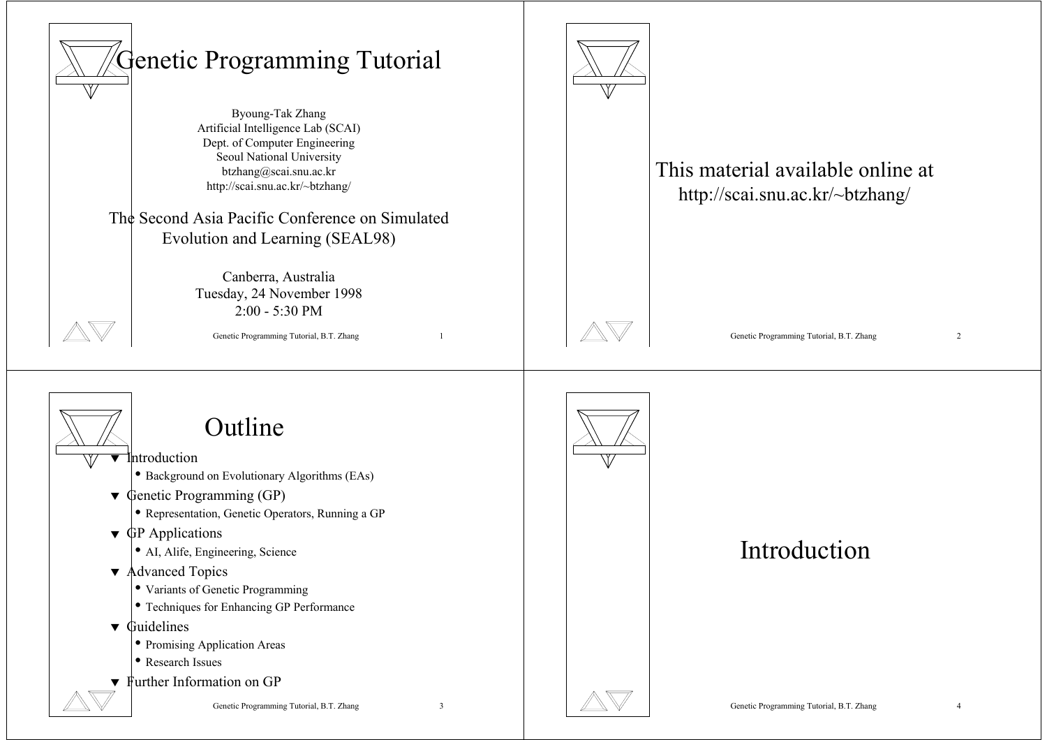# Genetic Programming Tutorial

Byoung-Tak Zhang
Artificial Intelligence Lab (SCAI)
Dept. of Computer Engineering
Seoul National University
btzhang@scai.snu.ac.kr
http://scai.snu.ac.kr/~btzhang/

The Second Asia Pacific Conference on Simulated Evolution and Learning (SEAL98)

Canberra, Australia
Tuesday, 24 November 1998
2:00 - 5:30 PM

This material available online at
http://scai.snu.ac.kr/~btzhang/

# Outline

- Introduction
  - Background on Evolutionary Algorithms (EAs)
- Genetic Programming (GP)
  - Representation, Genetic Operators, Running a GP
- GP Applications
  - AI, Alife, Engineering, Science
- Advanced Topics
  - Variants of Genetic Programming
  - Techniques for Enhancing GP Performance
- Guidelines
  - Promising Application Areas
  - Research Issues
- Further Information on GP

# Introduction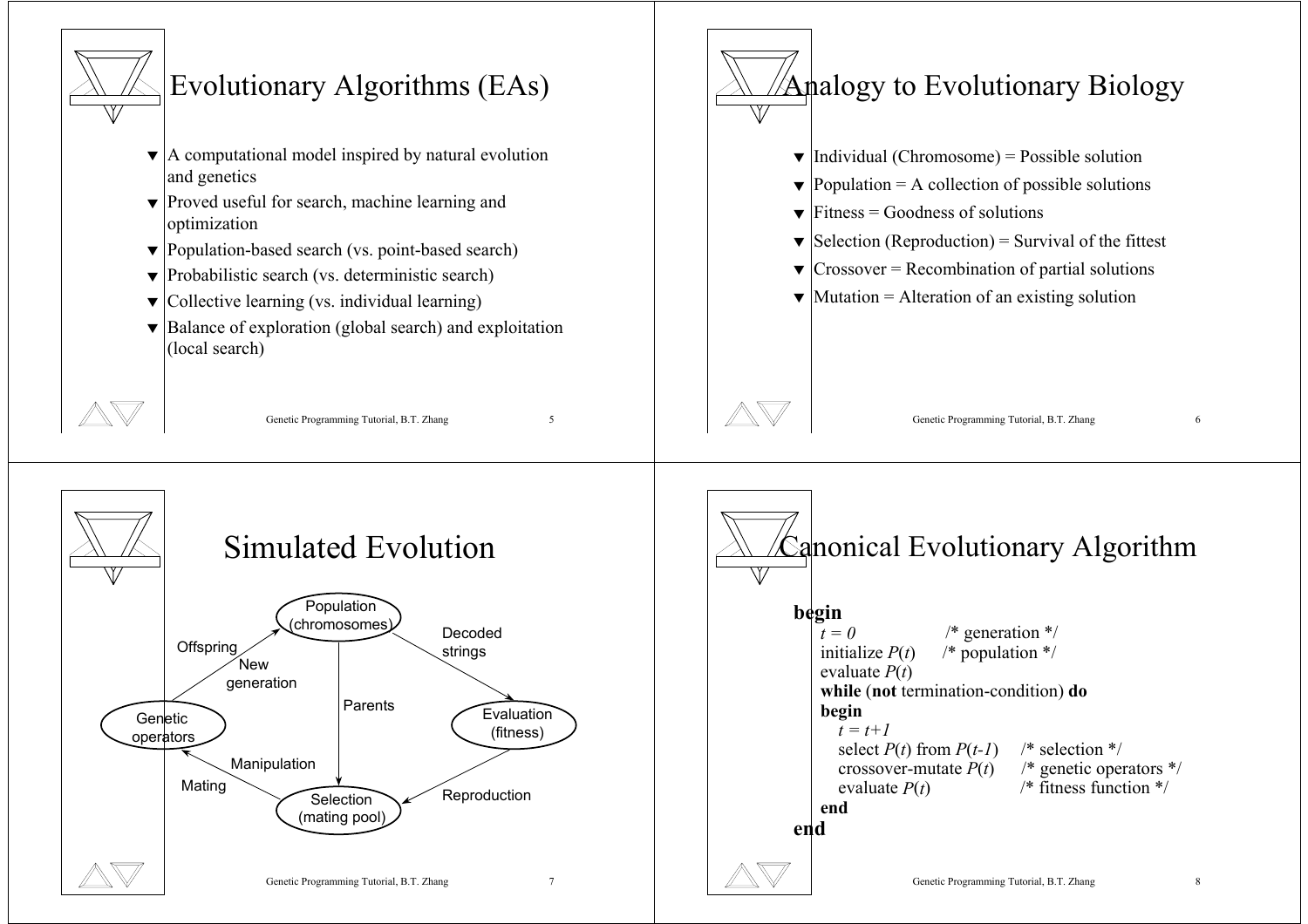# Evolutionary Algorithms (EAs)

- A computational model inspired by natural evolution and genetics
- Proved useful for search, machine learning and optimization
- Population-based search (vs. point-based search)
- Probabilistic search (vs. deterministic search)
- Collective learning (vs. individual learning)
- Balance of exploration (global search) and exploitation (local search)

# Analogy to Evolutionary Biology

- Individual (Chromosome) = Possible solution
- Population = A collection of possible solutions
- Fitness = Goodness of solutions
- Selection (Reproduction) = Survival of the fittest
- Crossover = Recombination of partial solutions
- Mutation = Alteration of an existing solution

# Simulated Evolution

Population (chromosomes) → Decoded strings → Evaluation (fitness) → Reproduction → Selection (mating pool) → Manipulation / Mating → Genetic operators → Offspring / New generation → Population (chromosomes)

Population (chromosomes) → Parents → Selection (mating pool)

# Canonical Evolutionary Algorithm

```
begin
   t = 0                  /* generation */
   initialize P(t)        /* population */
   evaluate P(t)
   while (not termination-condition) do
   begin
      t = t+1
      select P(t) from P(t-1)     /* selection */
      crossover-mutate P(t)       /* genetic operators */
      evaluate P(t)               /* fitness function */
   end
end
```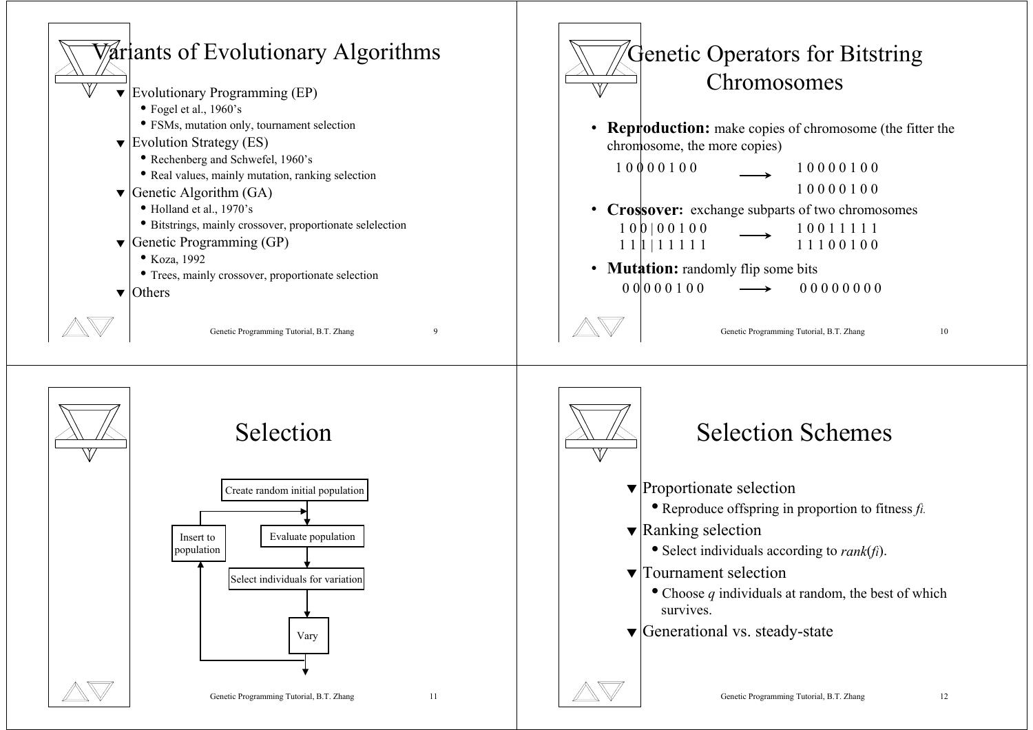# Variants of Evolutionary Algorithms

- Evolutionary Programming (EP)
  - Fogel et al., 1960's
  - FSMs, mutation only, tournament selection
- Evolution Strategy (ES)
  - Rechenberg and Schwefel, 1960's
  - Real values, mainly mutation, ranking selection
- Genetic Algorithm (GA)
  - Holland et al., 1970's
  - Bitstrings, mainly crossover, proportionate selelection
- Genetic Programming (GP)
  - Koza, 1992
  - Trees, mainly crossover, proportionate selection
- Others

# Genetic Operators for Bitstring Chromosomes

- **Reproduction:** make copies of chromosome (the fitter the chromosome, the more copies)

```
1 0 0 0 0 1 0 0   ⟶   1 0 0 0 0 1 0 0
                      1 0 0 0 0 1 0 0
```

- **Crossover:** exchange subparts of two chromosomes

```
1 0 0 | 0 0 1 0 0   ⟶   1 0 0 1 1 1 1 1
1 1 1 | 1 1 1 1 1       1 1 1 0 0 1 0 0
```

- **Mutation:** randomly flip some bits

```
0 0 0 0 0 1 0 0   ⟶   0 0 0 0 0 0 0 0
```

# Selection

Create random initial population → Evaluate population → Select individuals for variation → Vary → Insert to population → (back to Evaluate population)

# Selection Schemes

- Proportionate selection
  - Reproduce offspring in proportion to fitness $f_i$.
- Ranking selection
  - Select individuals according to $rank(f_i)$.
- Tournament selection
  - Choose $q$ individuals at random, the best of which survives.
- Generational vs. steady-state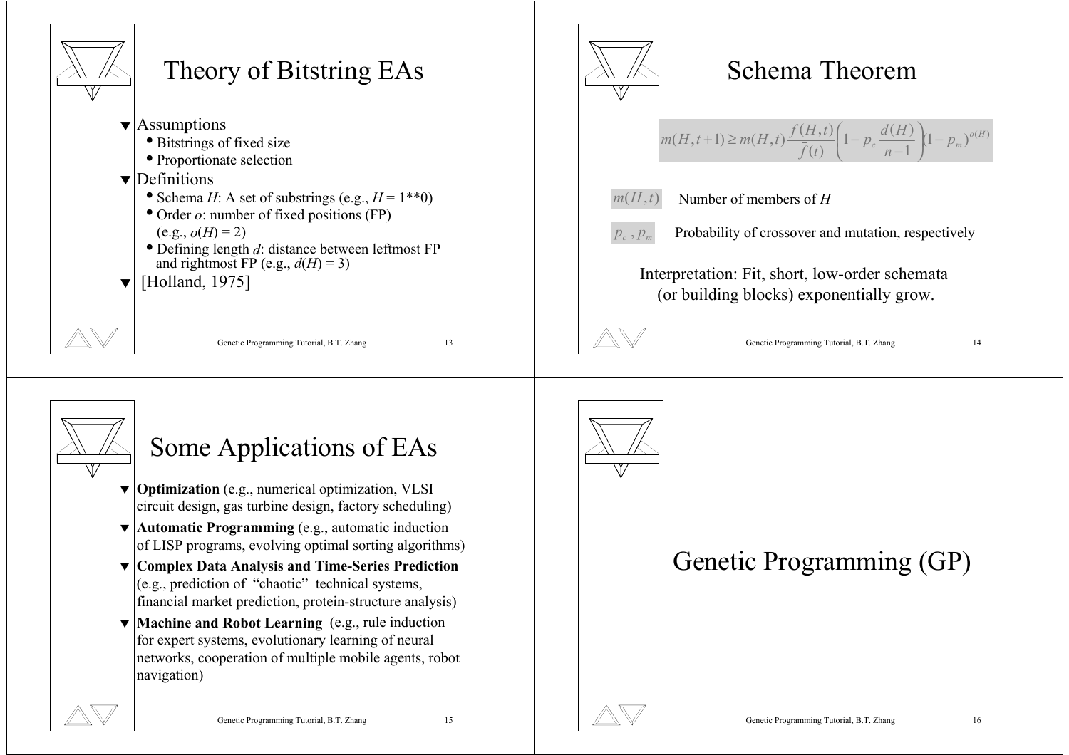# Theory of Bitstring EAs

- Assumptions
  - Bitstrings of fixed size
  - Proportionate selection
- Definitions
  - Schema *H*: A set of substrings (e.g., *H* = 1**0)
  - Order *o*: number of fixed positions (FP) (e.g., $o(H) = 2$)
  - Defining length *d*: distance between leftmost FP and rightmost FP (e.g., $d(H) = 3$)
- [Holland, 1975]

# Schema Theorem

$$m(H,t+1) \geq m(H,t)\frac{f(H,t)}{\bar{f}(t)}\left(1 - p_c \frac{d(H)}{n-1}\right)(1-p_m)^{o(H)}$$

$m(H,t)$ Number of members of *H*

$p_c$, $p_m$ Probability of crossover and mutation, respectively

Interpretation: Fit, short, low-order schemata (or building blocks) exponentially grow.

# Some Applications of EAs

- **Optimization** (e.g., numerical optimization, VLSI circuit design, gas turbine design, factory scheduling)
- **Automatic Programming** (e.g., automatic induction of LISP programs, evolving optimal sorting algorithms)
- **Complex Data Analysis and Time-Series Prediction** (e.g., prediction of "chaotic" technical systems, financial market prediction, protein-structure analysis)
- **Machine and Robot Learning** (e.g., rule induction for expert systems, evolutionary learning of neural networks, cooperation of multiple mobile agents, robot navigation)

# Genetic Programming (GP)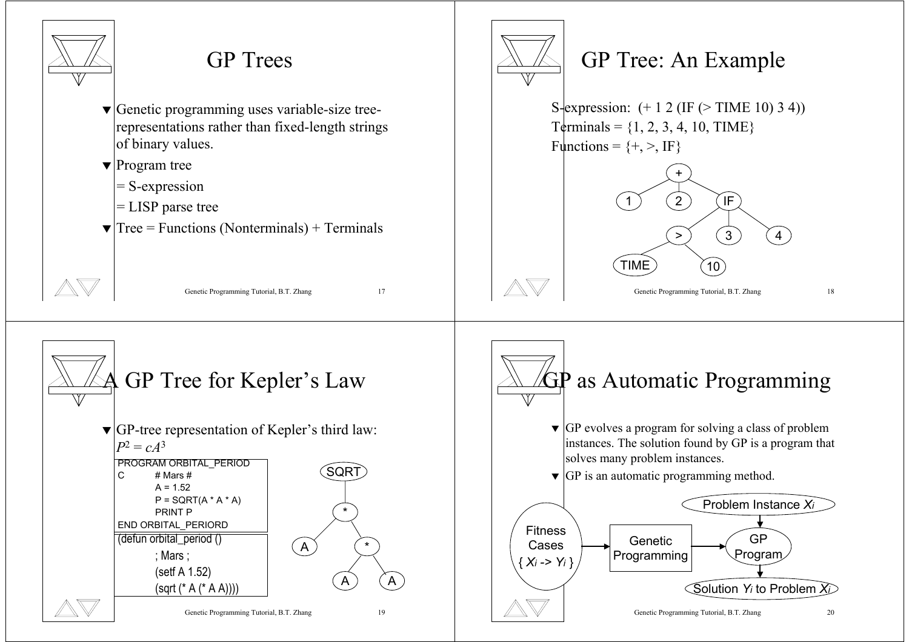# GP Trees

- Genetic programming uses variable-size tree-representations rather than fixed-length strings of binary values.
- Program tree
  - = S-expression
  - = LISP parse tree
- Tree = Functions (Nonterminals) + Terminals

# GP Tree: An Example

S-expression: (+ 1 2 (IF (> TIME 10) 3 4))

Terminals = {1, 2, 3, 4, 10, TIME}

Functions = {+, >, IF}

```
        +
      / | \
     1  2  IF
          / | \
         >  3  4
        / \
     TIME  10
```

# A GP Tree for Kepler's Law

- GP-tree representation of Kepler's third law: $P^2 = cA^3$

```
PROGRAM ORBITAL_PERIOD
C        # Mars #
         A = 1.52
         P = SQRT(A * A * A)
         PRINT P
END ORBITAL_PERIORD
```

```
(defun orbital_period ()
         ; Mars ;
         (setf A 1.52)
         (sqrt (* A (* A A))))
```

```
      SQRT
       |
       *
      / \
     A   *
        / \
       A   A
```

# GP as Automatic Programming

- GP evolves a program for solving a class of problem instances. The solution found by GP is a program that solves many problem instances.
- GP is an automatic programming method.

Fitness Cases $\{ X_i \rightarrow Y_i \}$ → Genetic Programming → GP Program

Problem Instance $X_i$ → GP Program → Solution $Y_i$ to Problem $X_i$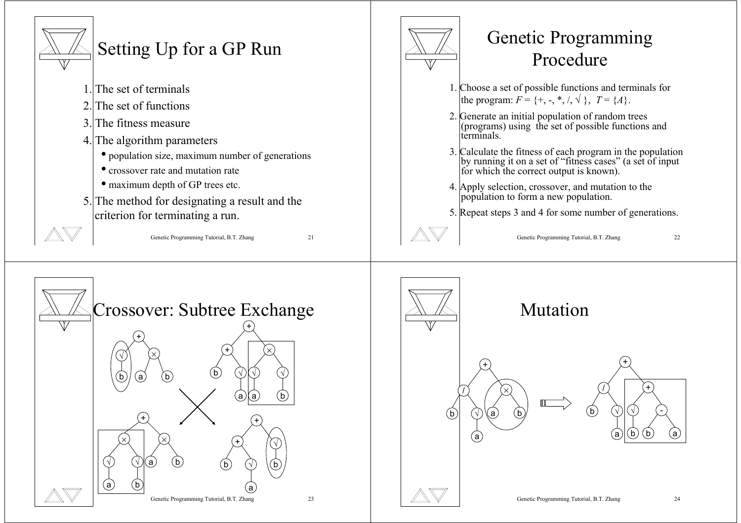# Setting Up for a GP Run

1. The set of terminals
2. The set of functions
3. The fitness measure
4. The algorithm parameters
   - population size, maximum number of generations
   - crossover rate and mutation rate
   - maximum depth of GP trees etc.
5. The method for designating a result and the criterion for terminating a run.

# Genetic Programming Procedure

1. Choose a set of possible functions and terminals for the program: $F = \{+, -, *, /, \surd\}$, $T = \{A\}$.
2. Generate an initial population of random trees (programs) using the set of possible functions and terminals.
3. Calculate the fitness of each program in the population by running it on a set of "fitness cases" (a set of input for which the correct output is known).
4. Apply selection, crossover, and mutation to the population to form a new population.
5. Repeat steps 3 and 4 for some number of generations.

# Crossover: Subtree Exchange

# Mutation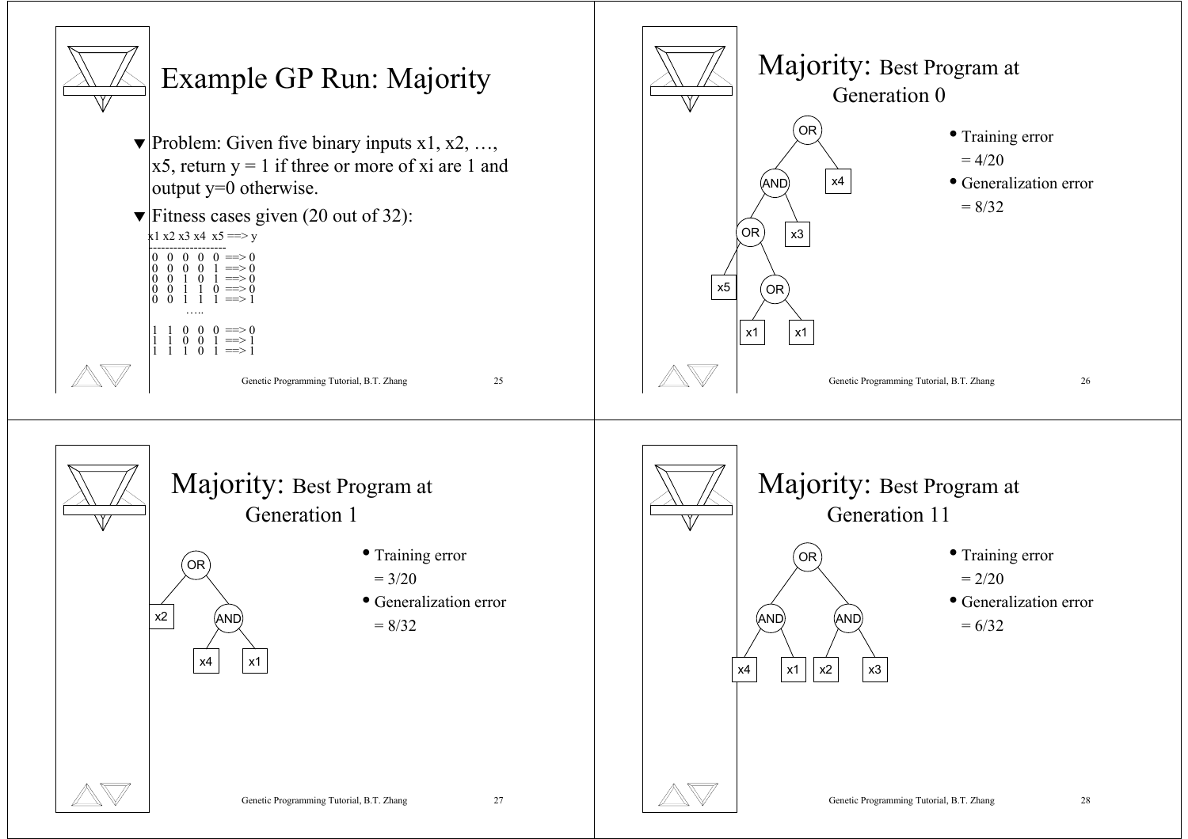# Example GP Run: Majority

- Problem: Given five binary inputs x1, x2, …, x5, return y = 1 if three or more of xi are 1 and output y=0 otherwise.
- Fitness cases given (20 out of 32):

```
x1 x2 x3 x4  x5 ==> y
-------------------
0  0  0  0  0  ==> 0
0  0  0  0  1  ==> 0
0  0  1  0  1  ==> 0
0  0  1  1  0  ==> 0
0  0  1  1  1  ==> 1
        …..
1  1  0  0  0  ==> 0
1  1  0  0  1  ==> 1
1  1  1  0  1  ==> 1
```

# Majority: Best Program at Generation 0

```
OR
├── AND
│   ├── OR
│   │   ├── x5
│   │   └── OR
│   │       ├── x1
│   │       └── x1
│   └── x3
└── x4
```

- Training error = 4/20
- Generalization error = 8/32

# Majority: Best Program at Generation 1

```
OR
├── x2
└── AND
    ├── x4
    └── x1
```

- Training error = 3/20
- Generalization error = 8/32

# Majority: Best Program at Generation 11

```
OR
├── AND
│   ├── x4
│   └── x1
└── AND
    ├── x2
    └── x3
```

- Training error = 2/20
- Generalization error = 6/32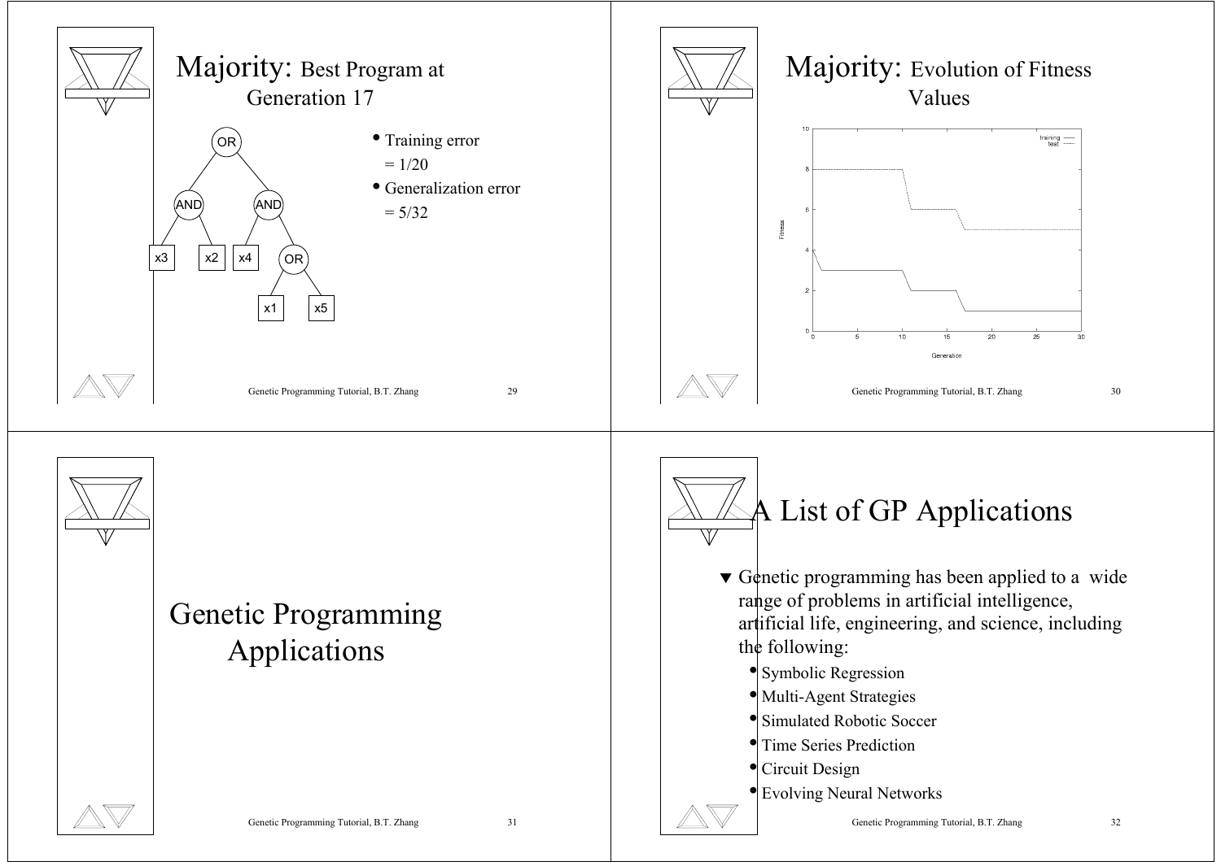# Majority: Best Program at Generation 17

- Training error = 1/20
- Generalization error = 5/32

# Majority: Evolution of Fitness Values

# Genetic Programming Applications

# A List of GP Applications

- Genetic programming has been applied to a wide range of problems in artificial intelligence, artificial life, engineering, and science, including the following:
  - Symbolic Regression
  - Multi-Agent Strategies
  - Simulated Robotic Soccer
  - Time Series Prediction
  - Circuit Design
  - Evolving Neural Networks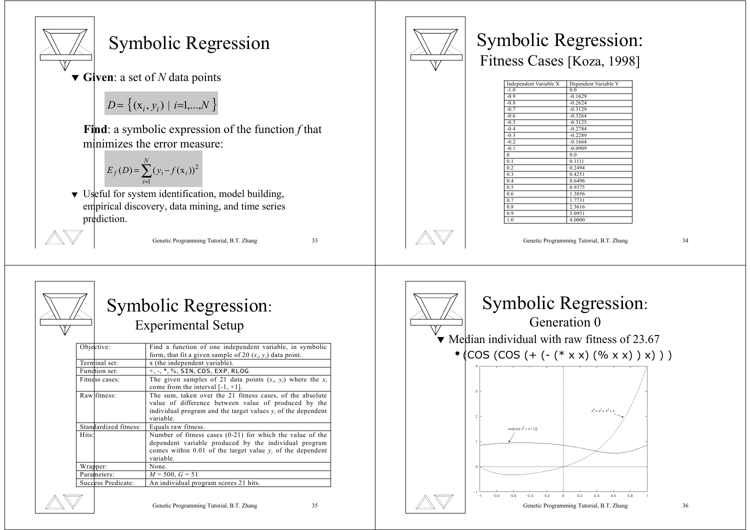# Symbolic Regression

- **Given**: a set of $N$ data points

$$D = \{(x_i, y_i) \mid i=1,...,N\}$$

**Find**: a symbolic expression of the function $f$ that minimizes the error measure:

$$E_f(D) = \sum_{i=1}^{N} (y_i - f(x_i))^2$$

- Useful for system identification, model building, empirical discovery, data mining, and time series prediction.

# Symbolic Regression:

## Fitness Cases [Koza, 1998]

| Independent Variable X | Dependent Variable Y |
|---|---|
| -1.0 | 0.0 |
| -0.9 | -0.1629 |
| -0.8 | -0.2624 |
| -0.7 | -0.3129 |
| -0.6 | -0.3264 |
| -0.5 | -0.3125 |
| -0.4 | -0.2784 |
| -0.3 | -0.2289 |
| -0.2 | -0.1664 |
| -0.1 | -0.0909 |
| 0 | 0.0 |
| 0.1 | 0.1111 |
| 0.2 | 0.2494 |
| 0.3 | 0.4251 |
| 0.4 | 0.6496 |
| 0.5 | 0.9375 |
| 0.6 | 1.3056 |
| 0.7 | 1.7731 |
| 0.8 | 2.3616 |
| 0.9 | 3.0951 |
| 1.0 | 4.0000 |

# Symbolic Regression:

## Experimental Setup

| | |
|---|---|
| Objective: | Find a function of one independent variable, in symbolic form, that fit a given sample of 20 $(x_i, y_i)$ data point. |
| Terminal set: | x (the independent variable). |
| Function set: | +, -, *, %, SIN, COS, EXP, RLOG |
| Fitness cases: | The given samples of 21 data points $(x_i, y_i)$ where the $x_i$ come from the interval [-1, +1]. |
| Raw fitness: | The sum, taken over the 21 fitness cases, of the absolute value of difference between value of produced by the individual program and the target values $y_i$ of the dependent variable. |
| Standardized fitness: | Equals raw fitness. |
| Hits: | Number of fitness cases (0-21) for which the value of the dependent variable produced by the individual program comes within 0.01 of the target value $y_i$ of the dependent variable. |
| Wrapper: | None. |
| Parameters: | $M = 500$, $G = 51$ |
| Success Predicate: | An individual program scores 21 hits. |

# Symbolic Regression:

## Generation 0

- Median individual with raw fitness of 23.67
  - (COS (COS (+ (- (* x x) (% x x) ) x) ) )

$\cos[\cos(x^2 + x - 1)]$

$x^4 + x^3 + x^2 + x$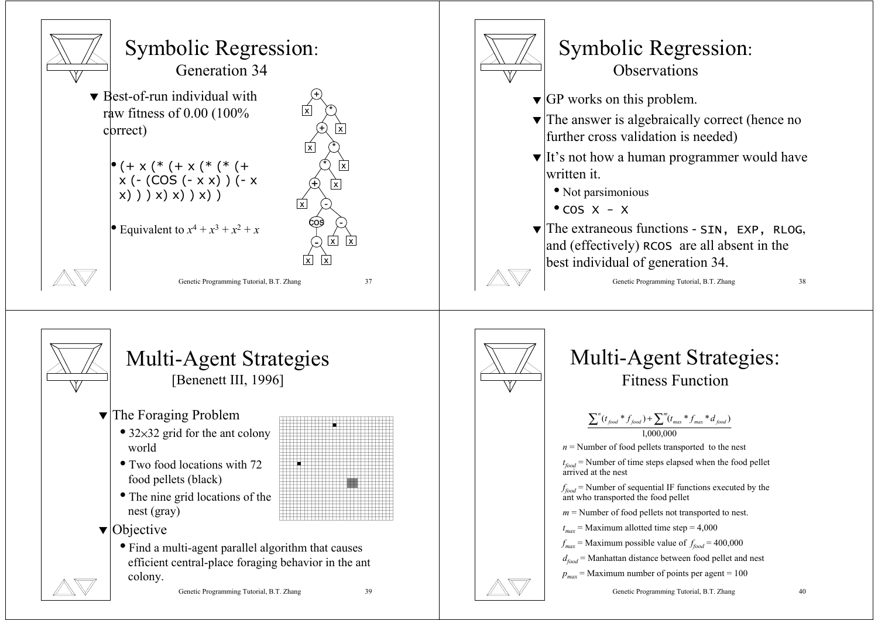## Symbolic Regression: Generation 34

- Best-of-run individual with raw fitness of 0.00 (100% correct)
  - `(+ x (* (+ x (* (* (+ x (- (COS (- x x) ) (- x x) ) ) x) x) ) x) )`
  - Equivalent to $x^4 + x^3 + x^2 + x$

## Symbolic Regression: Observations

- GP works on this problem.
- The answer is algebraically correct (hence no further cross validation is needed)
- It's not how a human programmer would have written it.
  - Not parsimonious
  - `COS X - X`
- The extraneous functions - `SIN, EXP, RLOG`, and (effectively) `RCOS` are all absent in the best individual of generation 34.

## Multi-Agent Strategies [Benenett III, 1996]

- The Foraging Problem
  - 32×32 grid for the ant colony world
  - Two food locations with 72 food pellets (black)
  - The nine grid locations of the nest (gray)
- Objective
  - Find a multi-agent parallel algorithm that causes efficient central-place foraging behavior in the ant colony.

## Multi-Agent Strategies: Fitness Function

$$\frac{\sum^{n}(t_{food} * f_{food}) + \sum^{m}(t_{max} * f_{max} * d_{food})}{1{,}000{,}000}$$

$n$ = Number of food pellets transported to the nest

$t_{food}$ = Number of time steps elapsed when the food pellet arrived at the nest

$f_{food}$ = Number of sequential IF functions executed by the ant who transported the food pellet

$m$ = Number of food pellets not transported to nest.

$t_{max}$ = Maximum allotted time step = 4,000

$f_{max}$ = Maximum possible value of $f_{food}$ = 400,000

$d_{food}$ = Manhattan distance between food pellet and nest

$p_{max}$ = Maximum number of points per agent = 100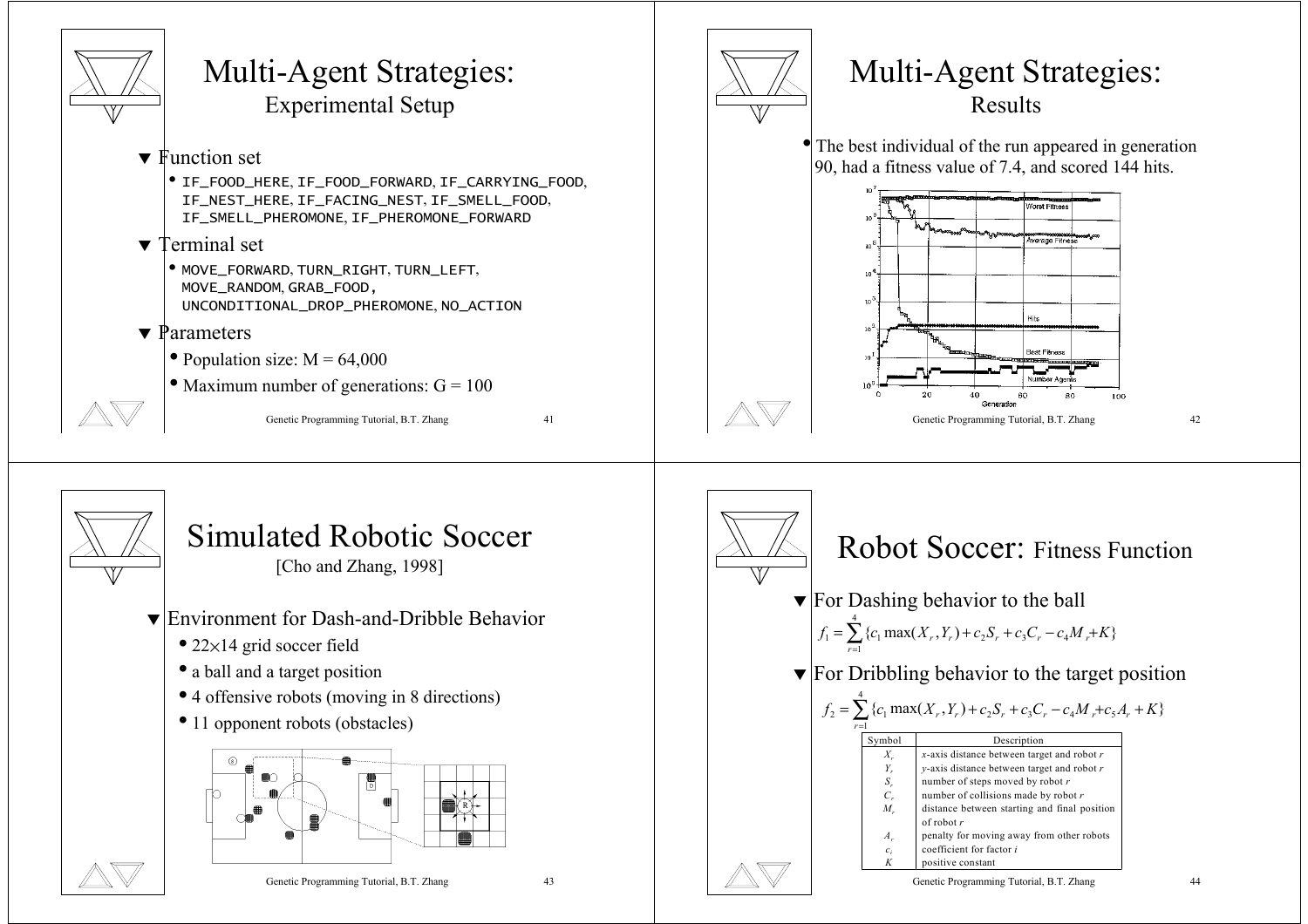# Multi-Agent Strategies:

## Experimental Setup

- Function set
  - IF_FOOD_HERE, IF_FOOD_FORWARD, IF_CARRYING_FOOD, IF_NEST_HERE, IF_FACING_NEST, IF_SMELL_FOOD, IF_SMELL_PHEROMONE, IF_PHEROMONE_FORWARD
- Terminal set
  - MOVE_FORWARD, TURN_RIGHT, TURN_LEFT, MOVE_RANDOM, GRAB_FOOD, UNCONDITIONAL_DROP_PHEROMONE, NO_ACTION
- Parameters
  - Population size: M = 64,000
  - Maximum number of generations: G = 100

# Multi-Agent Strategies:

## Results

- The best individual of the run appeared in generation 90, had a fitness value of 7.4, and scored 144 hits.

# Simulated Robotic Soccer

[Cho and Zhang, 1998]

- Environment for Dash-and-Dribble Behavior
  - 22×14 grid soccer field
  - a ball and a target position
  - 4 offensive robots (moving in 8 directions)
  - 11 opponent robots (obstacles)

# Robot Soccer: Fitness Function

- For Dashing behavior to the ball

$$f_1 = \sum_{r=1}^{4} \{c_1 \max(X_r, Y_r) + c_2 S_r + c_3 C_r - c_4 M_r + K\}$$

- For Dribbling behavior to the target position

$$f_2 = \sum_{r=1}^{4} \{c_1 \max(X_r, Y_r) + c_2 S_r + c_3 C_r - c_4 M_r + c_5 A_r + K\}$$

| Symbol | Description |
|---|---|
| $X_r$ | $x$-axis distance between target and robot $r$ |
| $Y_r$ | $y$-axis distance between target and robot $r$ |
| $S_r$ | number of steps moved by robot $r$ |
| $C_r$ | number of collisions made by robot $r$ |
| $M_r$ | distance between starting and final position of robot $r$ |
| $A_r$ | penalty for moving away from other robots |
| $c_i$ | coefficient for factor $i$ |
| $K$ | positive constant |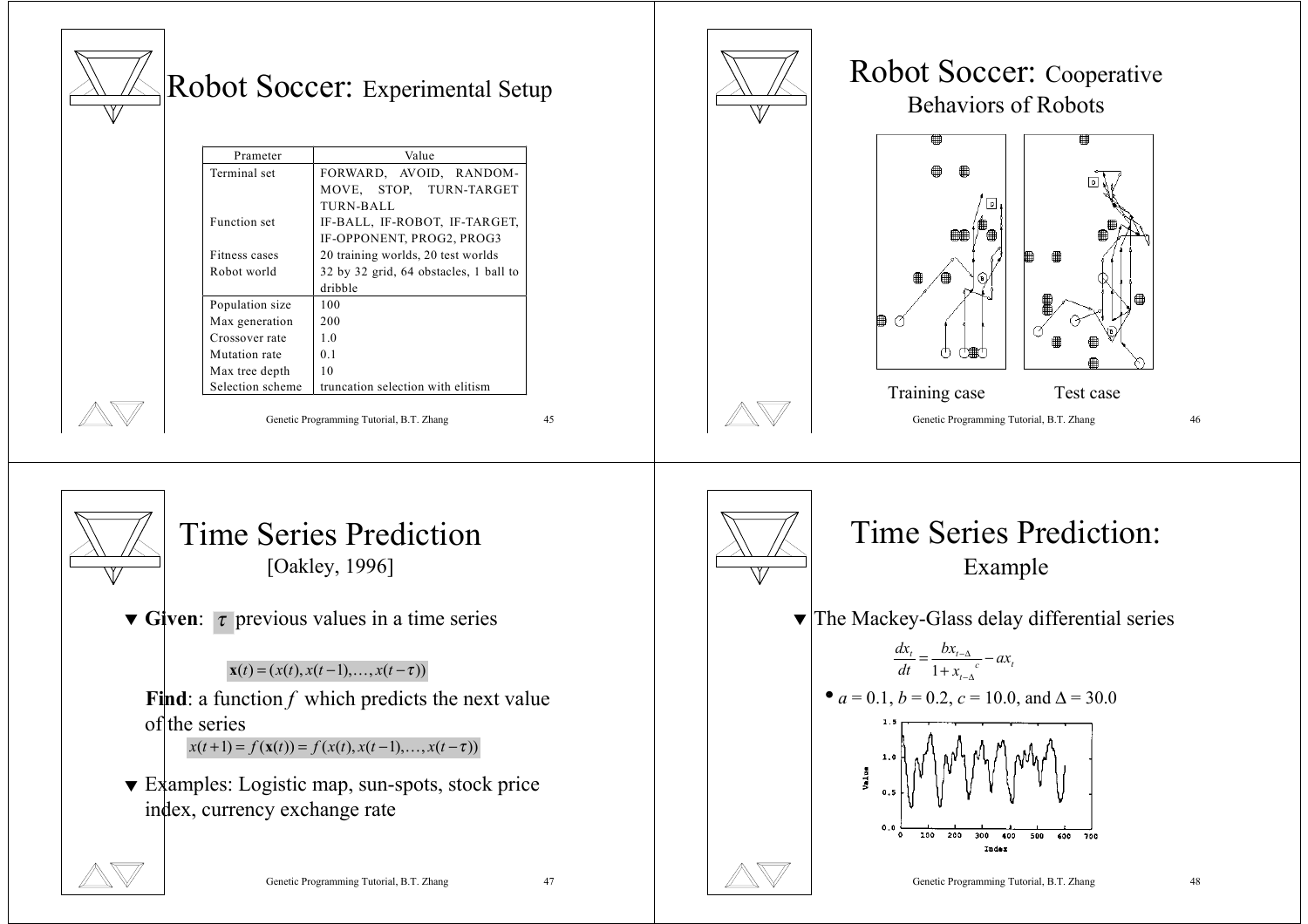# Robot Soccer: Experimental Setup

| Prameter | Value |
|---|---|
| Terminal set | FORWARD, AVOID, RANDOM-MOVE, STOP, TURN-TARGET TURN-BALL |
| Function set | IF-BALL, IF-ROBOT, IF-TARGET, IF-OPPONENT, PROG2, PROG3 |
| Fitness cases | 20 training worlds, 20 test worlds |
| Robot world | 32 by 32 grid, 64 obstacles, 1 ball to dribble |
| Population size | 100 |
| Max generation | 200 |
| Crossover rate | 1.0 |
| Mutation rate | 0.1 |
| Max tree depth | 10 |
| Selection scheme | truncation selection with elitism |

# Robot Soccer: Cooperative Behaviors of Robots

Training case        Test case

# Time Series Prediction

[Oakley, 1996]

- **Given**: $\tau$ previous values in a time series

  $$\mathbf{x}(t) = (x(t), x(t-1), \ldots, x(t-\tau))$$

  **Find**: a function $f$ which predicts the next value of the series

  $$x(t+1) = f(\mathbf{x}(t)) = f(x(t), x(t-1), \ldots, x(t-\tau))$$

- Examples: Logistic map, sun-spots, stock price index, currency exchange rate

# Time Series Prediction: Example

- The Mackey-Glass delay differential series

  $$\frac{dx_t}{dt} = \frac{bx_{t-\Delta}}{1 + x_{t-\Delta}^{\ c}} - ax_t$$

  - $a = 0.1$, $b = 0.2$, $c = 10.0$, and $\Delta = 30.0$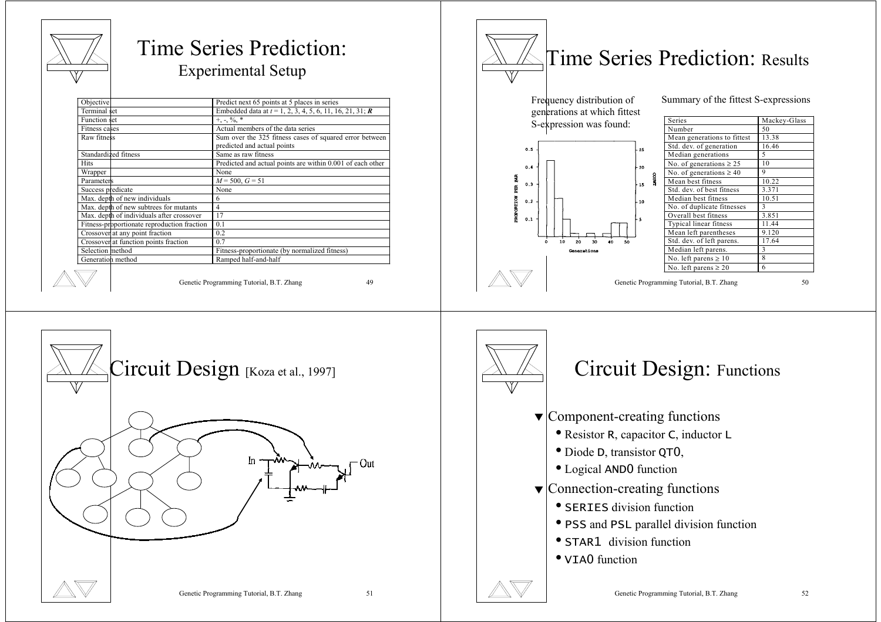# Time Series Prediction: Experimental Setup

| Objective | Predict next 65 points at 5 places in series |
|---|---|
| Terminal set | Embedded data at $t$ = 1, 2, 3, 4, 5, 6, 11, 16, 21, 31; $\boldsymbol{R}$ |
| Function set | +, -, %, * |
| Fitness cases | Actual members of the data series |
| Raw fitness | Sum over the 325 fitness cases of squared error between predicted and actual points |
| Standardized fitness | Same as raw fitness |
| Hits | Predicted and actual points are within 0.001 of each other |
| Wrapper | None |
| Parameters | $M$ = 500, $G$ = 51 |
| Success predicate | None |
| Max. depth of new individuals | 6 |
| Max. depth of new subtrees for mutants | 4 |
| Max. depth of individuals after crossover | 17 |
| Fitness-proportionate reproduction fraction | 0.1 |
| Crossover at any point fraction | 0.2 |
| Crossover at function points fraction | 0.7 |
| Selection method | Fitness-proportionate (by normalized fitness) |
| Generation method | Ramped half-and-half |

# Time Series Prediction: Results

Frequency distribution of generations at which fittest S-expression was found:

Summary of the fittest S-expressions

| Series | Mackey-Glass |
|---|---|
| Number | 50 |
| Mean generations to fittest | 13.38 |
| Std. dev. of generation | 16.46 |
| Median generations | 5 |
| No. of generations ≥ 25 | 10 |
| No. of generations ≥ 40 | 9 |
| Mean best fitness | 10.22 |
| Std. dev. of best fitness | 3.371 |
| Median best fitness | 10.51 |
| No. of duplicate fitnesses | 3 |
| Overall best fitness | 3.851 |
| Typical linear fitness | 11.44 |
| Mean left parentheses | 9.120 |
| Std. dev. of left parens. | 17.64 |
| Median left parens. | 3 |
| No. left parens ≥ 10 | 8 |
| No. left parens ≥ 20 | 6 |

# Circuit Design [Koza et al., 1997]

# Circuit Design: Functions

- Component-creating functions
  - Resistor R, capacitor C, inductor L
  - Diode D, transistor QT0,
  - Logical AND0 function
- Connection-creating functions
  - SERIES division function
  - PSS and PSL parallel division function
  - STAR1 division function
  - VIA0 function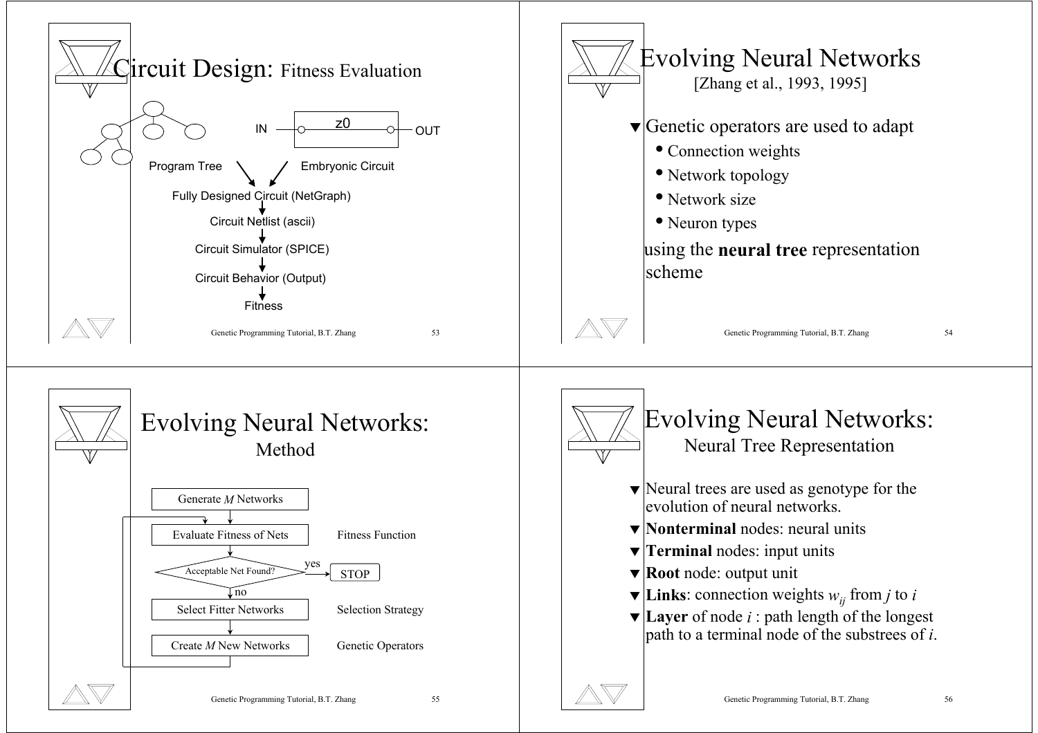# Circuit Design: Fitness Evaluation

Program Tree → Embryonic Circuit (IN — z0 — OUT)

Fully Designed Circuit (NetGraph)

↓

Circuit Netlist (ascii)

↓

Circuit Simulator (SPICE)

↓

Circuit Behavior (Output)

↓

Fitness

# Evolving Neural Networks

[Zhang et al., 1993, 1995]

- Genetic operators are used to adapt
  - Connection weights
  - Network topology
  - Network size
  - Neuron types

using the **neural tree** representation scheme

# Evolving Neural Networks: Method

Generate *M* Networks

↓

Evaluate Fitness of Nets — Fitness Function

↓

Acceptable Net Found? — yes → STOP

↓ no

Select Fitter Networks — Selection Strategy

↓

Create *M* New Networks — Genetic Operators

(loop back to Evaluate Fitness of Nets)

# Evolving Neural Networks: Neural Tree Representation

- Neural trees are used as genotype for the evolution of neural networks.
- **Nonterminal** nodes: neural units
- **Terminal** nodes: input units
- **Root** node: output unit
- **Links**: connection weights $w_{ij}$ from $j$ to $i$
- **Layer** of node $i$ : path length of the longest path to a terminal node of the substrees of $i$.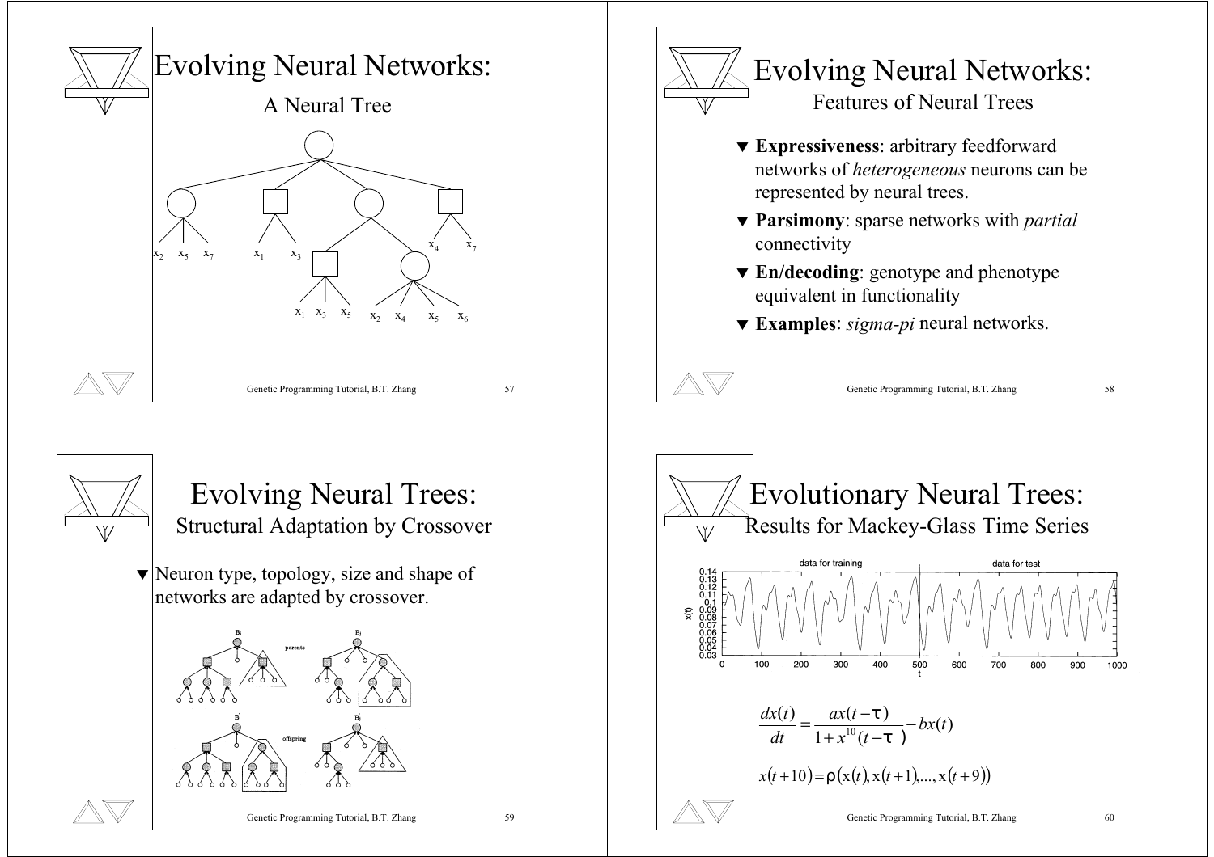# Evolving Neural Networks:

## A Neural Tree

# Evolving Neural Networks:

## Features of Neural Trees

- **Expressiveness**: arbitrary feedforward networks of *heterogeneous* neurons can be represented by neural trees.
- **Parsimony**: sparse networks with *partial* connectivity
- **En/decoding**: genotype and phenotype equivalent in functionality
- **Examples**: *sigma-pi* neural networks.

# Evolving Neural Trees:

## Structural Adaptation by Crossover

- Neuron type, topology, size and shape of networks are adapted by crossover.

# Evolutionary Neural Trees:

## Results for Mackey-Glass Time Series

$$\frac{dx(t)}{dt} = \frac{ax(t-\tau)}{1+x^{10}(t-\tau)} - bx(t)$$

$$x(t+10) = \rho(x(t), x(t+1), \ldots, x(t+9))$$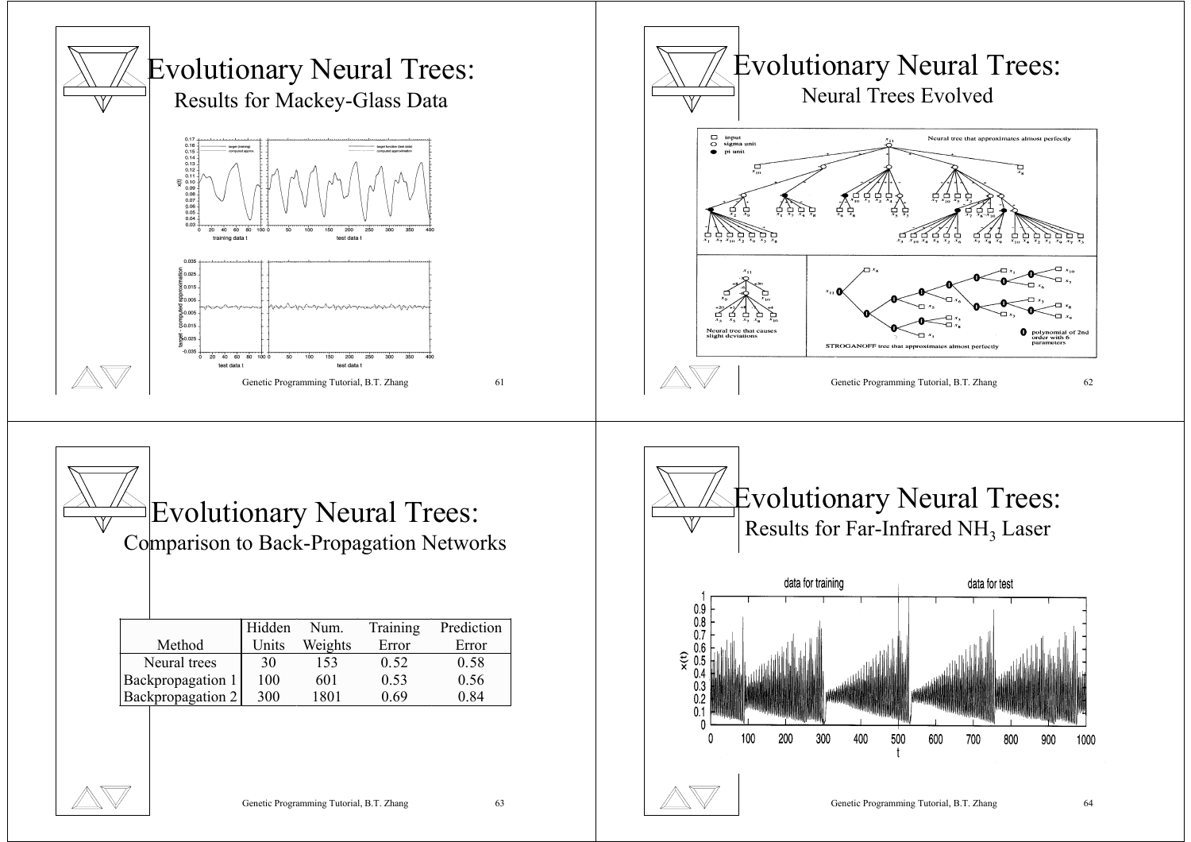# Evolutionary Neural Trees:

## Results for Mackey-Glass Data

# Evolutionary Neural Trees:

## Neural Trees Evolved

# Evolutionary Neural Trees:

## Comparison to Back-Propagation Networks

| Method | Hidden Units | Num. Weights | Training Error | Prediction Error |
|---|---|---|---|---|
| Neural trees | 30 | 153 | 0.52 | 0.58 |
| Backpropagation 1 | 100 | 601 | 0.53 | 0.56 |
| Backpropagation 2 | 300 | 1801 | 0.69 | 0.84 |

# Evolutionary Neural Trees:

## Results for Far-Infrared $NH_3$ Laser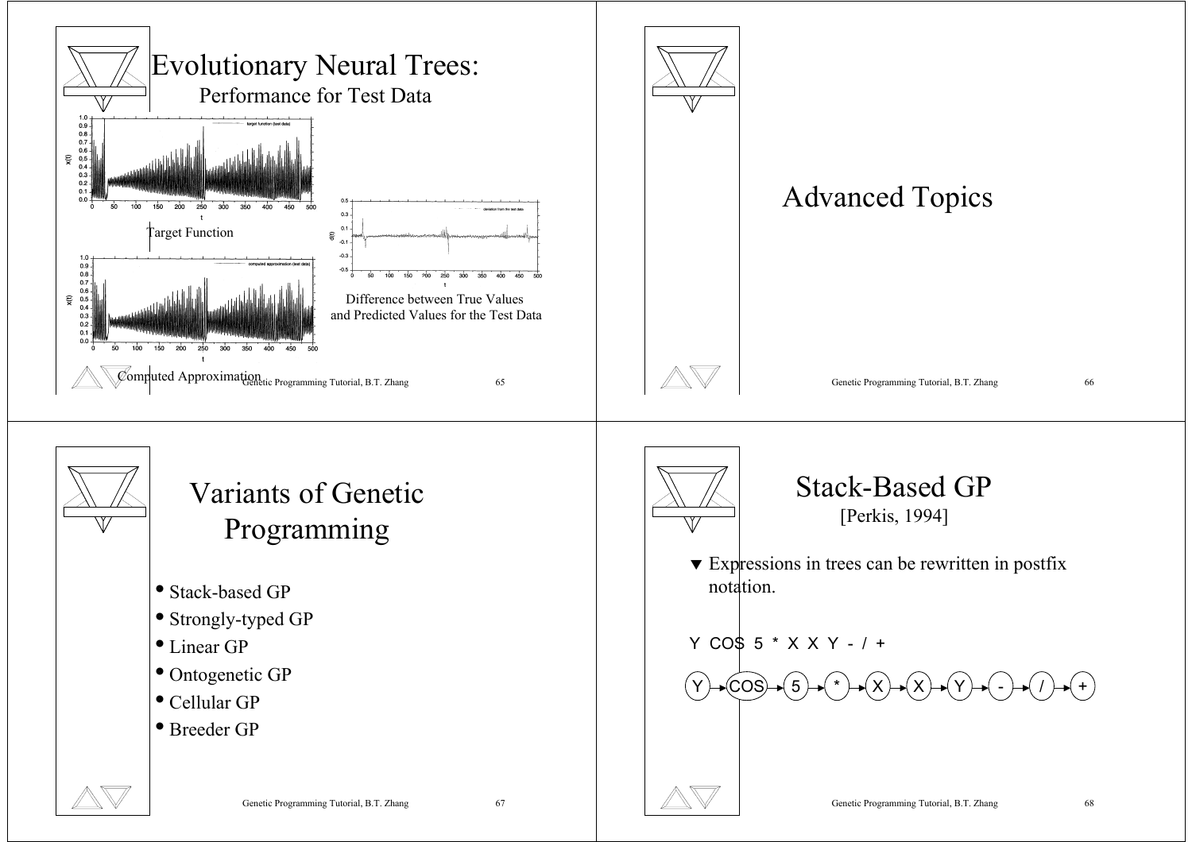# Evolutionary Neural Trees:

## Performance for Test Data

Target Function

Computed Approximation

Difference between True Values and Predicted Values for the Test Data

# Advanced Topics

# Variants of Genetic Programming

- Stack-based GP
- Strongly-typed GP
- Linear GP
- Ontogenetic GP
- Cellular GP
- Breeder GP

# Stack-Based GP

[Perkis, 1994]

▼ Expressions in trees can be rewritten in postfix notation.

Y COS 5 * X X Y - / +

Y → COS → 5 → * → X → X → Y → - → / → +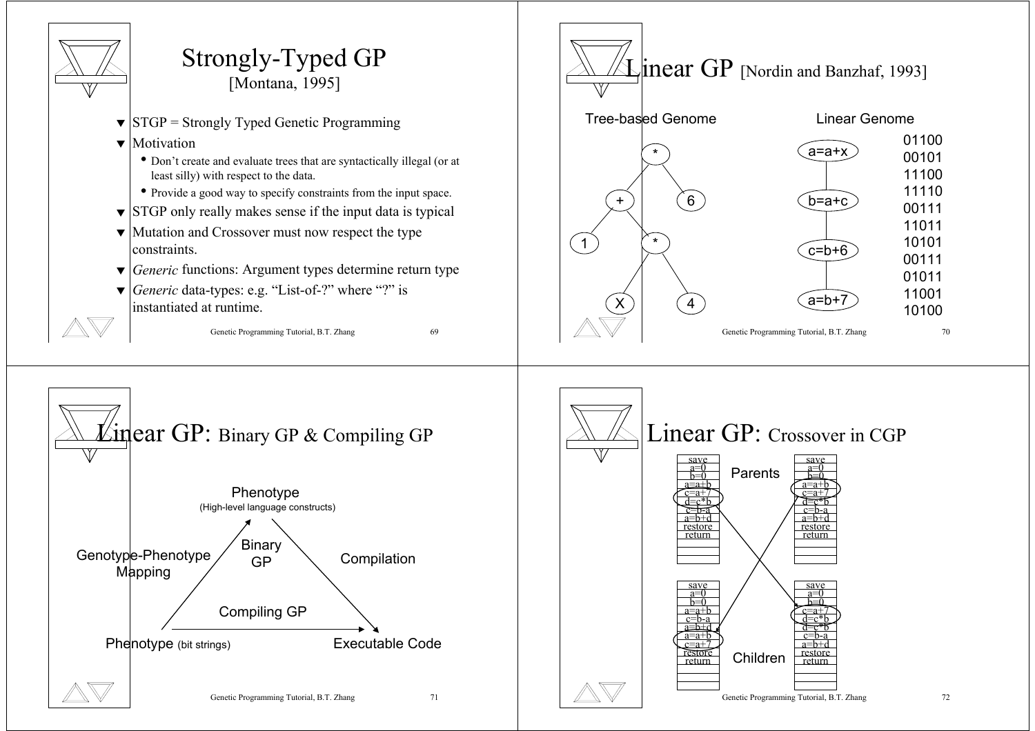# Strongly-Typed GP

[Montana, 1995]

- STGP = Strongly Typed Genetic Programming
- Motivation
  - Don't create and evaluate trees that are syntactically illegal (or at least silly) with respect to the data.
  - Provide a good way to specify constraints from the input space.
- STGP only really makes sense if the input data is typical
- Mutation and Crossover must now respect the type constraints.
- *Generic* functions: Argument types determine return type
- *Generic* data-types: e.g. "List-of-?" where "?" is instantiated at runtime.

# Linear GP [Nordin and Banzhaf, 1993]

Tree-based Genome

Linear Genome

a=a+x

b=a+c

c=b+6

a=b+7

01100
00101
11100
11110
00111
11011
10101
00111
01011
11001
10100

# Linear GP: Binary GP & Compiling GP

Phenotype
(High-level language constructs)

Binary GP

Genotype-Phenotype Mapping

Compilation

Compiling GP

Phenotype (bit strings)

Executable Code

# Linear GP: Crossover in CGP

Parents

```
save        save
a=0         a=0
b=0         b=0
a=a+b       a=a+b
c=a+7       c=a+7
d=c*b       d=c*b
c=b-a       c=b-a
a=b+d       a=b+d
restore     restore
return      return
```

Children

```
save        save
a=0         a=0
b=0         b=0
a=a+b       c=a+7
c=b-a       d=c*b
a=b+d       d=c*b
a=a+b       c=b-a
c=a+7       a=b+d
restore     restore
return      return
```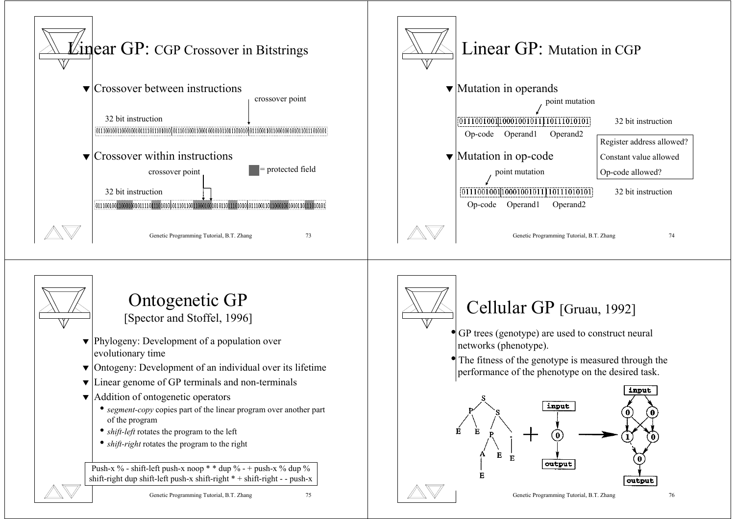# Linear GP: CGP Crossover in Bitstrings

- Crossover between instructions

crossover point

32 bit instruction

```
01110010011000100101111011101010|01110110011000100101011011101010|01110011011000100101011011101010|1
```

- Crossover within instructions

crossover point

= protected field

32 bit instruction

```
01110010011000100101111011101010|01110110011000100101011011101010|01110011011000100101011011101010|1
```

# Linear GP: Mutation in CGP

- Mutation in operands

point mutation

```
0111001001|10001001011|10111010101
```

32 bit instruction

Op-code Operand1 Operand2

Register address allowed?
Constant value allowed
Op-code allowed?

- Mutation in op-code

point mutation

```
0111001001|10001001011|10111010101
```

32 bit instruction

Op-code Operand1 Operand2

# Ontogenetic GP

[Spector and Stoffel, 1996]

- Phylogeny: Development of a population over evolutionary time
- Ontogeny: Development of an individual over its lifetime
- Linear genome of GP terminals and non-terminals
- Addition of ontogenetic operators
  - *segment-copy* copies part of the linear program over another part of the program
  - *shift-left* rotates the program to the left
  - *shift-right* rotates the program to the right

```
Push-x % - shift-left push-x noop * * dup % - + push-x % dup %
shift-right dup shift-left push-x shift-right * + shift-right - - push-x
```

# Cellular GP [Gruau, 1992]

- GP trees (genotype) are used to construct neural networks (phenotype).
- The fitness of the genotype is measured through the performance of the phenotype on the desired task.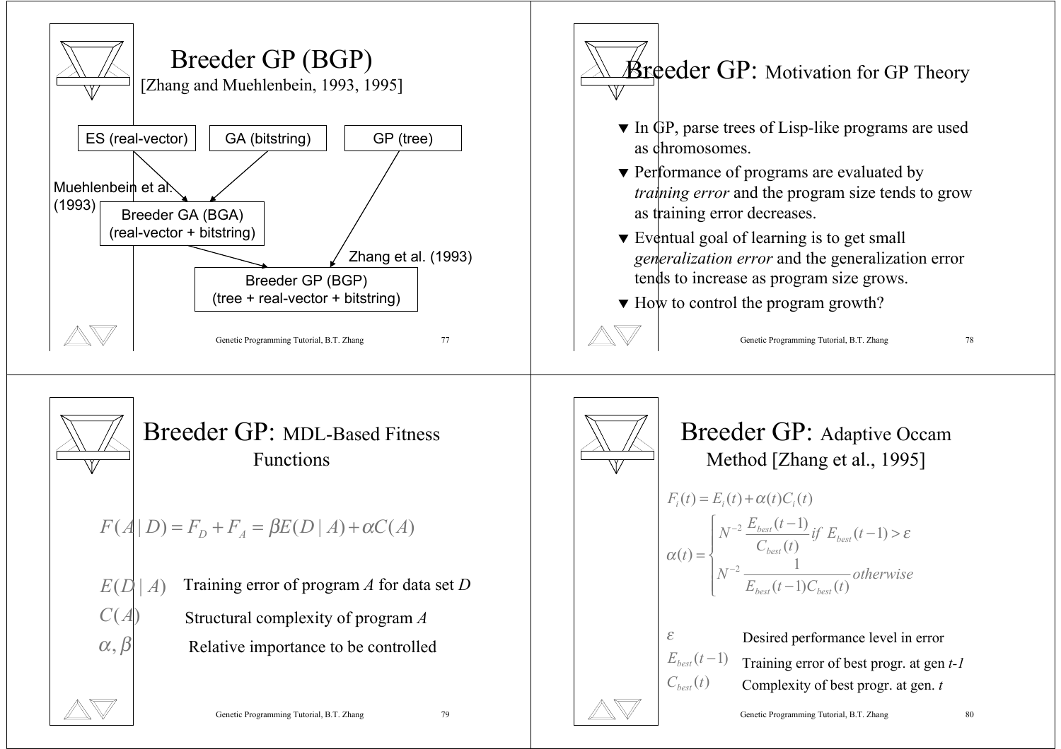# Breeder GP (BGP)

[Zhang and Muehlenbein, 1993, 1995]

- ES (real-vector)
- GA (bitstring)
- GP (tree)

Muehlenbein et al. (1993): ES (real-vector) + GA (bitstring) → Breeder GA (BGA) (real-vector + bitstring)

Zhang et al. (1993): Breeder GA (BGA) + GP (tree) → Breeder GP (BGP) (tree + real-vector + bitstring)

# Breeder GP: Motivation for GP Theory

- In GP, parse trees of Lisp-like programs are used as chromosomes.
- Performance of programs are evaluated by *training error* and the program size tends to grow as training error decreases.
- Eventual goal of learning is to get small *generalization error* and the generalization error tends to increase as program size grows.
- How to control the program growth?

# Breeder GP: MDL-Based Fitness Functions

$$F(A \mid D) = F_D + F_A = \beta E(D \mid A) + \alpha C(A)$$

| | |
|---|---|
| $E(D \mid A)$ | Training error of program *A* for data set *D* |
| $C(A)$ | Structural complexity of program *A* |
| $\alpha, \beta$ | Relative importance to be controlled |

# Breeder GP: Adaptive Occam Method [Zhang et al., 1995]

$$F_i(t) = E_i(t) + \alpha(t) C_i(t)$$

$$\alpha(t) = \begin{cases} N^{-2} \dfrac{E_{best}(t-1)}{C_{best}(t)} & \text{if } E_{best}(t-1) > \varepsilon \\ N^{-2} \dfrac{1}{E_{best}(t-1) C_{best}(t)} & \text{otherwise} \end{cases}$$

| | |
|---|---|
| $\varepsilon$ | Desired performance level in error |
| $E_{best}(t-1)$ | Training error of best progr. at gen *t-1* |
| $C_{best}(t)$ | Complexity of best progr. at gen. *t* |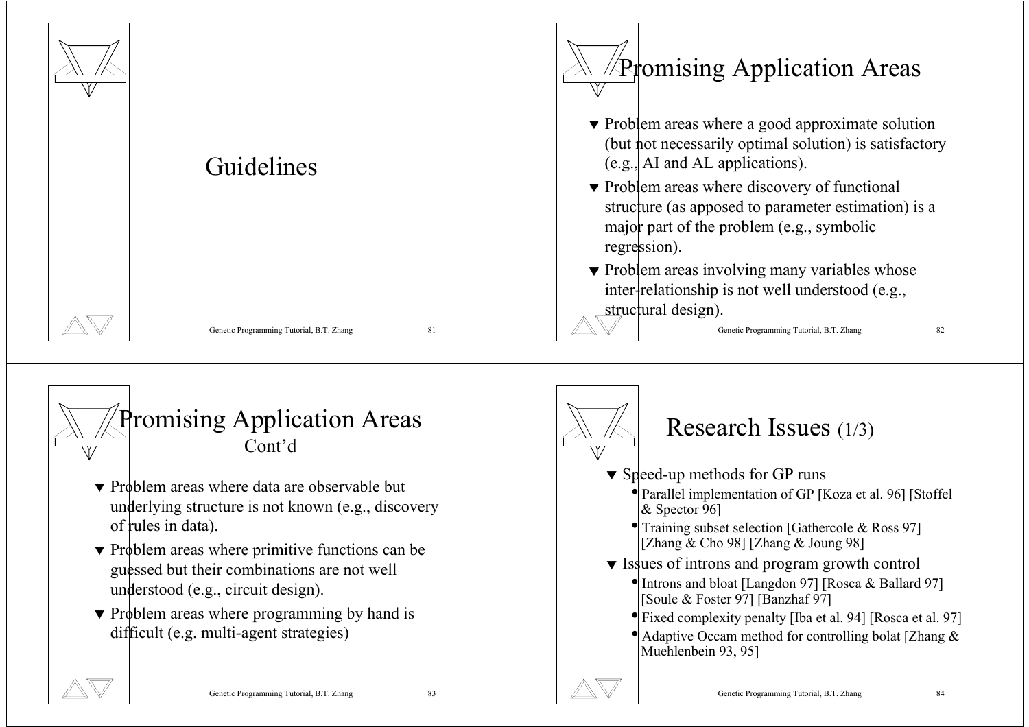# Guidelines

# Promising Application Areas

- Problem areas where a good approximate solution (but not necessarily optimal solution) is satisfactory (e.g., AI and AL applications).
- Problem areas where discovery of functional structure (as apposed to parameter estimation) is a major part of the problem (e.g., symbolic regression).
- Problem areas involving many variables whose inter-relationship is not well understood (e.g., structural design).

# Promising Application Areas Cont'd

- Problem areas where data are observable but underlying structure is not known (e.g., discovery of rules in data).
- Problem areas where primitive functions can be guessed but their combinations are not well understood (e.g., circuit design).
- Problem areas where programming by hand is difficult (e.g. multi-agent strategies)

# Research Issues (1/3)

- Speed-up methods for GP runs
  - Parallel implementation of GP [Koza et al. 96] [Stoffel & Spector 96]
  - Training subset selection [Gathercole & Ross 97] [Zhang & Cho 98] [Zhang & Joung 98]
- Issues of introns and program growth control
  - Introns and bloat [Langdon 97] [Rosca & Ballard 97] [Soule & Foster 97] [Banzhaf 97]
  - Fixed complexity penalty [Iba et al. 94] [Rosca et al. 97]
  - Adaptive Occam method for controlling bolat [Zhang & Muehlenbein 93, 95]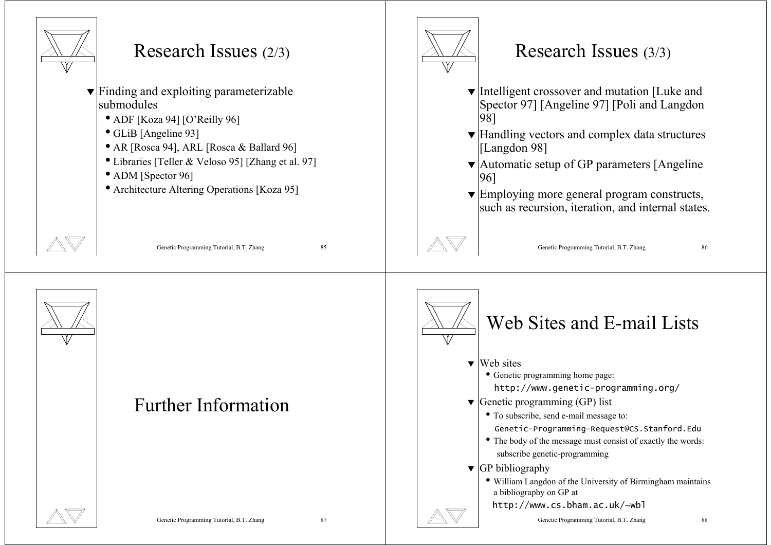## Research Issues (2/3)

- Finding and exploiting parameterizable submodules
  - ADF [Koza 94] [O'Reilly 96]
  - GLiB [Angeline 93]
  - AR [Rosca 94], ARL [Rosca & Ballard 96]
  - Libraries [Teller & Veloso 95] [Zhang et al. 97]
  - ADM [Spector 96]
  - Architecture Altering Operations [Koza 95]

## Research Issues (3/3)

- Intelligent crossover and mutation [Luke and Spector 97] [Angeline 97] [Poli and Langdon 98]
- Handling vectors and complex data structures [Langdon 98]
- Automatic setup of GP parameters [Angeline 96]
- Employing more general program constructs, such as recursion, iteration, and internal states.

# Further Information

## Web Sites and E-mail Lists

- Web sites
  - Genetic programming home page:
    `http://www.genetic-programming.org/`
- Genetic programming (GP) list
  - To subscribe, send e-mail message to:
    `Genetic-Programming-Request@CS.Stanford.Edu`
  - The body of the message must consist of exactly the words:
    subscribe genetic-programming
- GP bibliography
  - William Langdon of the University of Birmingham maintains a bibliography on GP at
    `http://www.cs.bham.ac.uk/~wbl`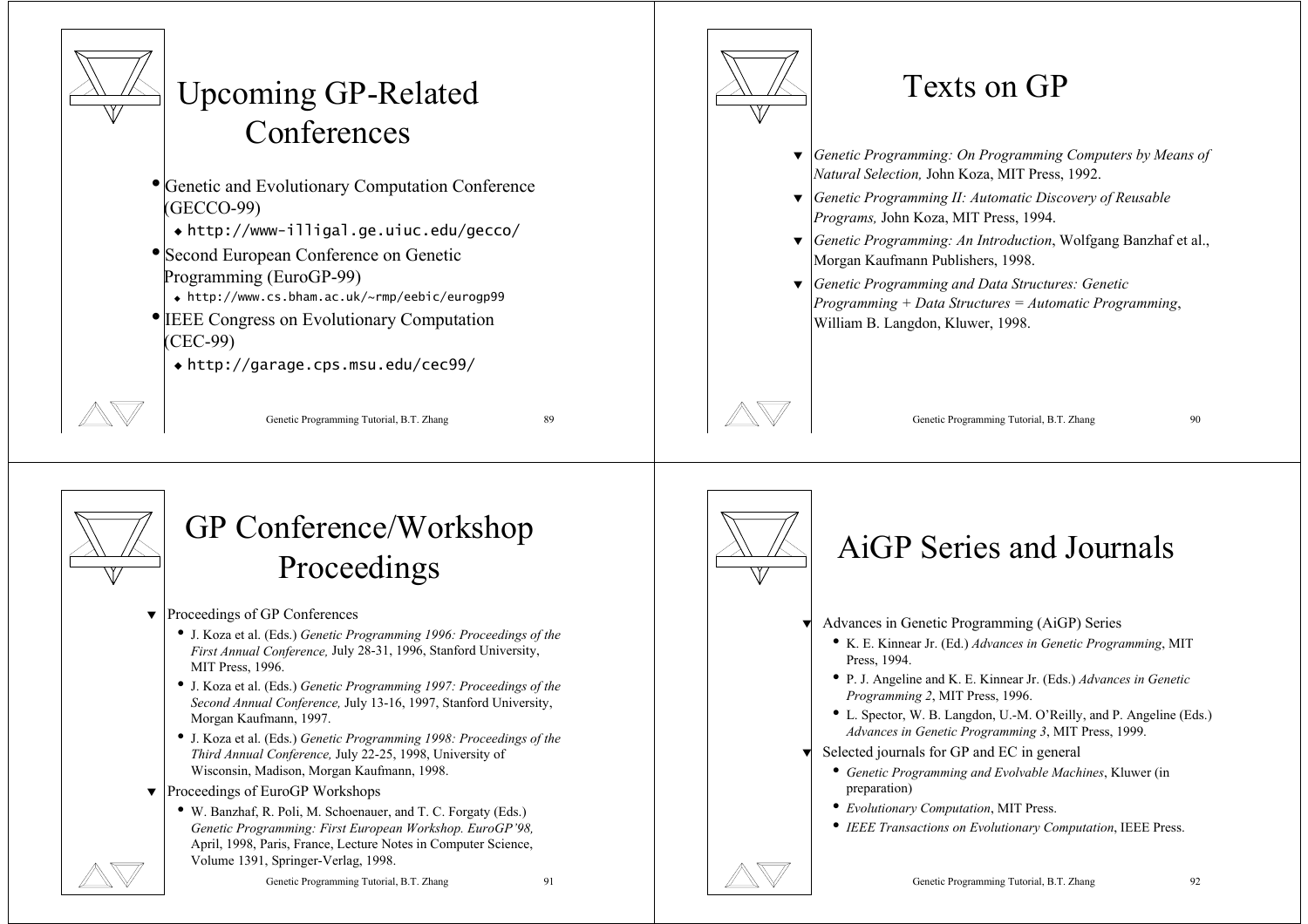## Upcoming GP-Related Conferences

- Genetic and Evolutionary Computation Conference (GECCO-99)
  - http://www-illigal.ge.uiuc.edu/gecco/
- Second European Conference on Genetic Programming (EuroGP-99)
  - http://www.cs.bham.ac.uk/~rmp/eebic/eurogp99
- IEEE Congress on Evolutionary Computation (CEC-99)
  - http://garage.cps.msu.edu/cec99/

## Texts on GP

- *Genetic Programming: On Programming Computers by Means of Natural Selection,* John Koza, MIT Press, 1992.
- *Genetic Programming II: Automatic Discovery of Reusable Programs,* John Koza, MIT Press, 1994.
- *Genetic Programming: An Introduction*, Wolfgang Banzhaf et al., Morgan Kaufmann Publishers, 1998.
- *Genetic Programming and Data Structures: Genetic Programming + Data Structures = Automatic Programming*, William B. Langdon, Kluwer, 1998.

## GP Conference/Workshop Proceedings

- Proceedings of GP Conferences
  - J. Koza et al. (Eds.) *Genetic Programming 1996: Proceedings of the First Annual Conference,* July 28-31, 1996, Stanford University, MIT Press, 1996.
  - J. Koza et al. (Eds.) *Genetic Programming 1997: Proceedings of the Second Annual Conference,* July 13-16, 1997, Stanford University, Morgan Kaufmann, 1997.
  - J. Koza et al. (Eds.) *Genetic Programming 1998: Proceedings of the Third Annual Conference,* July 22-25, 1998, University of Wisconsin, Madison, Morgan Kaufmann, 1998.
- Proceedings of EuroGP Workshops
  - W. Banzhaf, R. Poli, M. Schoenauer, and T. C. Forgaty (Eds.) *Genetic Programming: First European Workshop. EuroGP'98,* April, 1998, Paris, France, Lecture Notes in Computer Science, Volume 1391, Springer-Verlag, 1998.

## AiGP Series and Journals

- Advances in Genetic Programming (AiGP) Series
  - K. E. Kinnear Jr. (Ed.) *Advances in Genetic Programming*, MIT Press, 1994.
  - P. J. Angeline and K. E. Kinnear Jr. (Eds.) *Advances in Genetic Programming 2*, MIT Press, 1996.
  - L. Spector, W. B. Langdon, U.-M. O'Reilly, and P. Angeline (Eds.) *Advances in Genetic Programming 3*, MIT Press, 1999.
- Selected journals for GP and EC in general
  - *Genetic Programming and Evolvable Machines*, Kluwer (in preparation)
  - *Evolutionary Computation*, MIT Press.
  - *IEEE Transactions on Evolutionary Computation*, IEEE Press.